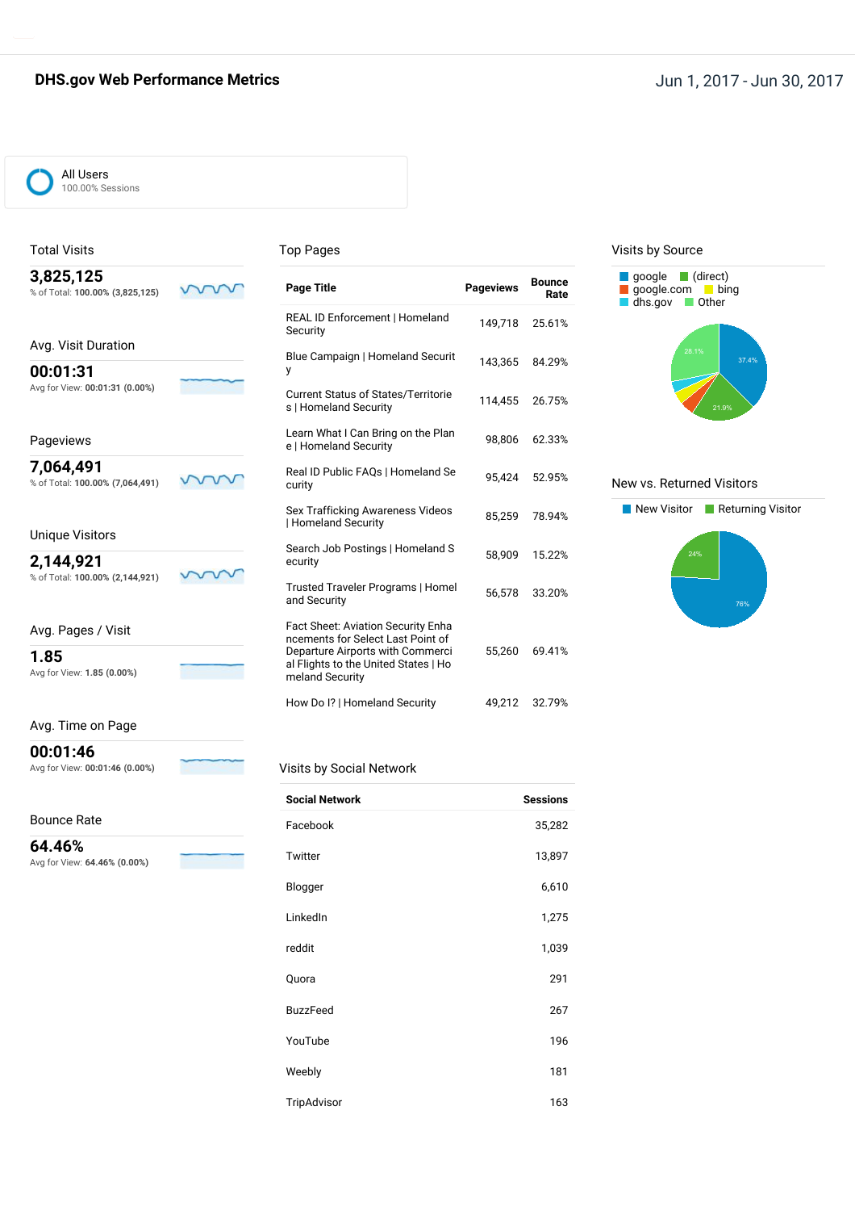# DHS.gov Web Performance Metrics

Jun 1, 2017 - Jun 30, 2017

All Users
100.00% Sessions

## Total Visits

**3,825,125**
% of Total: **100.00% (3,825,125)**

## Avg. Visit Duration

**00:01:31**
Avg for View: **00:01:31 (0.00%)**

## Pageviews

**7,064,491**
% of Total: **100.00% (7,064,491)**

## Unique Visitors

**2,144,921**
% of Total: **100.00% (2,144,921)**

## Avg. Pages / Visit

**1.85**
Avg for View: **1.85 (0.00%)**

## Avg. Time on Page

**00:01:46**
Avg for View: **00:01:46 (0.00%)**

## Bounce Rate

**64.46%**
Avg for View: **64.46% (0.00%)**

## Top Pages

| Page Title | Pageviews | Bounce Rate |
|---|---|---|
| REAL ID Enforcement \| Homeland Security | 149,718 | 25.61% |
| Blue Campaign \| Homeland Security | 143,365 | 84.29% |
| Current Status of States/Territories \| Homeland Security | 114,455 | 26.75% |
| Learn What I Can Bring on the Plane \| Homeland Security | 98,806 | 62.33% |
| Real ID Public FAQs \| Homeland Security | 95,424 | 52.95% |
| Sex Trafficking Awareness Videos \| Homeland Security | 85,259 | 78.94% |
| Search Job Postings \| Homeland Security | 58,909 | 15.22% |
| Trusted Traveler Programs \| Homeland Security | 56,578 | 33.20% |
| Fact Sheet: Aviation Security Enhancements for Select Last Point of Departure Airports with Commercial Flights to the United States \| Homeland Security | 55,260 | 69.41% |
| How Do I? \| Homeland Security | 49,212 | 32.79% |

## Visits by Social Network

| Social Network | Sessions |
|---|---|
| Facebook | 35,282 |
| Twitter | 13,897 |
| Blogger | 6,610 |
| LinkedIn | 1,275 |
| reddit | 1,039 |
| Quora | 291 |
| BuzzFeed | 267 |
| YouTube | 196 |
| Weebly | 181 |
| TripAdvisor | 163 |

## Visits by Source

google, (direct), google.com, bing, dhs.gov, Other

37.4%, 21.9%, 28.1%

## New vs. Returned Visitors

New Visitor, Returning Visitor

76%, 24%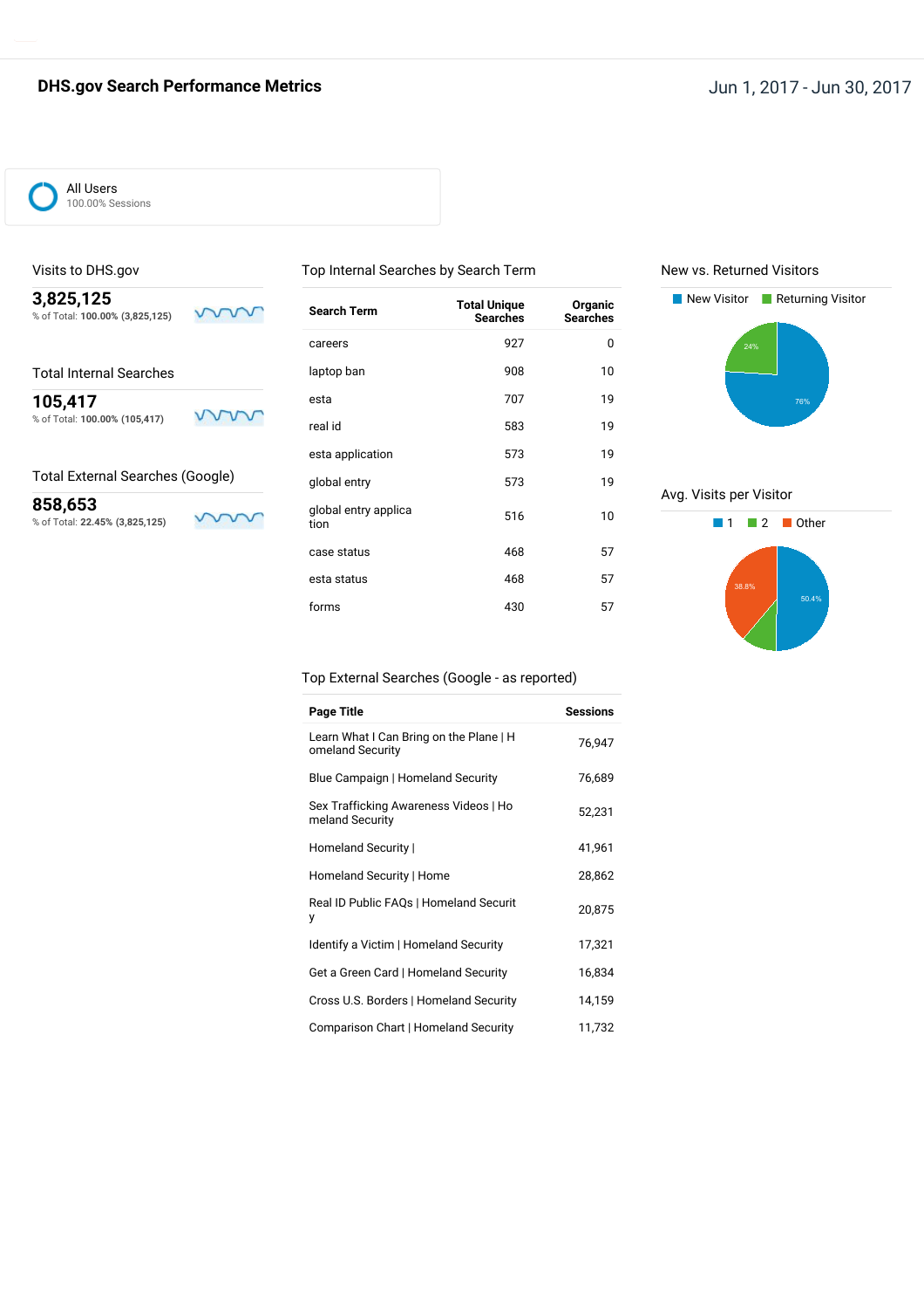# DHS.gov Search Performance Metrics

Jun 1, 2017 - Jun 30, 2017

All Users
100.00% Sessions

## Visits to DHS.gov

**3,825,125**
% of Total: **100.00% (3,825,125)**

## Total Internal Searches

**105,417**
% of Total: **100.00% (105,417)**

## Total External Searches (Google)

**858,653**
% of Total: **22.45% (3,825,125)**

## Top Internal Searches by Search Term

| Search Term | Total Unique Searches | Organic Searches |
|---|---|---|
| careers | 927 | 0 |
| laptop ban | 908 | 10 |
| esta | 707 | 19 |
| real id | 583 | 19 |
| esta application | 573 | 19 |
| global entry | 573 | 19 |
| global entry application | 516 | 10 |
| case status | 468 | 57 |
| esta status | 468 | 57 |
| forms | 430 | 57 |

## Top External Searches (Google - as reported)

| Page Title | Sessions |
|---|---|
| Learn What I Can Bring on the Plane \| Homeland Security | 76,947 |
| Blue Campaign \| Homeland Security | 76,689 |
| Sex Trafficking Awareness Videos \| Homeland Security | 52,231 |
| Homeland Security \| | 41,961 |
| Homeland Security \| Home | 28,862 |
| Real ID Public FAQs \| Homeland Security | 20,875 |
| Identify a Victim \| Homeland Security | 17,321 |
| Get a Green Card \| Homeland Security | 16,834 |
| Cross U.S. Borders \| Homeland Security | 14,159 |
| Comparison Chart \| Homeland Security | 11,732 |

## New vs. Returned Visitors

New Visitor: 76%
Returning Visitor: 24%

## Avg. Visits per Visitor

1: 50.4%
2
Other: 38.8%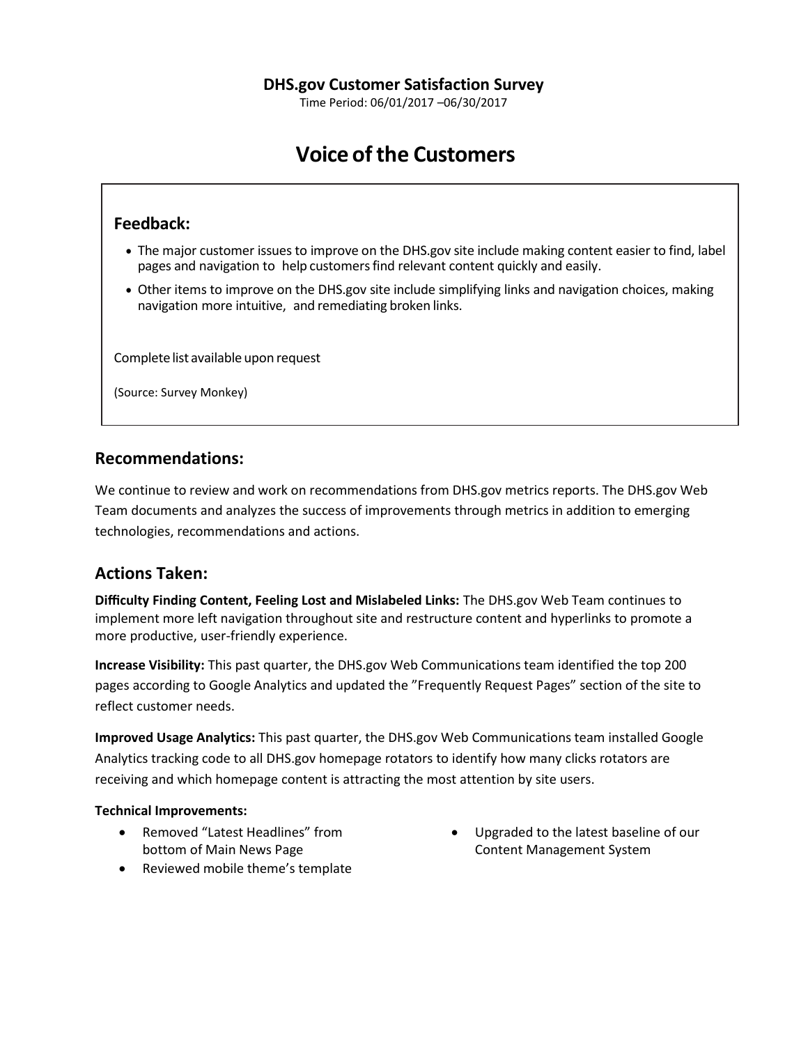**DHS.gov Customer Satisfaction Survey**

Time Period: 06/01/2017 –06/30/2017

# Voice of the Customers

## Feedback:

- The major customer issues to improve on the DHS.gov site include making content easier to find, label pages and navigation to help customers find relevant content quickly and easily.
- Other items to improve on the DHS.gov site include simplifying links and navigation choices, making navigation more intuitive, and remediating broken links.

Complete list available upon request

(Source: Survey Monkey)

## Recommendations:

We continue to review and work on recommendations from DHS.gov metrics reports. The DHS.gov Web Team documents and analyzes the success of improvements through metrics in addition to emerging technologies, recommendations and actions.

## Actions Taken:

**Difficulty Finding Content, Feeling Lost and Mislabeled Links:** The DHS.gov Web Team continues to implement more left navigation throughout site and restructure content and hyperlinks to promote a more productive, user-friendly experience.

**Increase Visibility:** This past quarter, the DHS.gov Web Communications team identified the top 200 pages according to Google Analytics and updated the "Frequently Request Pages" section of the site to reflect customer needs.

**Improved Usage Analytics:** This past quarter, the DHS.gov Web Communications team installed Google Analytics tracking code to all DHS.gov homepage rotators to identify how many clicks rotators are receiving and which homepage content is attracting the most attention by site users.

**Technical Improvements:**

- Removed "Latest Headlines" from bottom of Main News Page
- Reviewed mobile theme's template
- Upgraded to the latest baseline of our Content Management System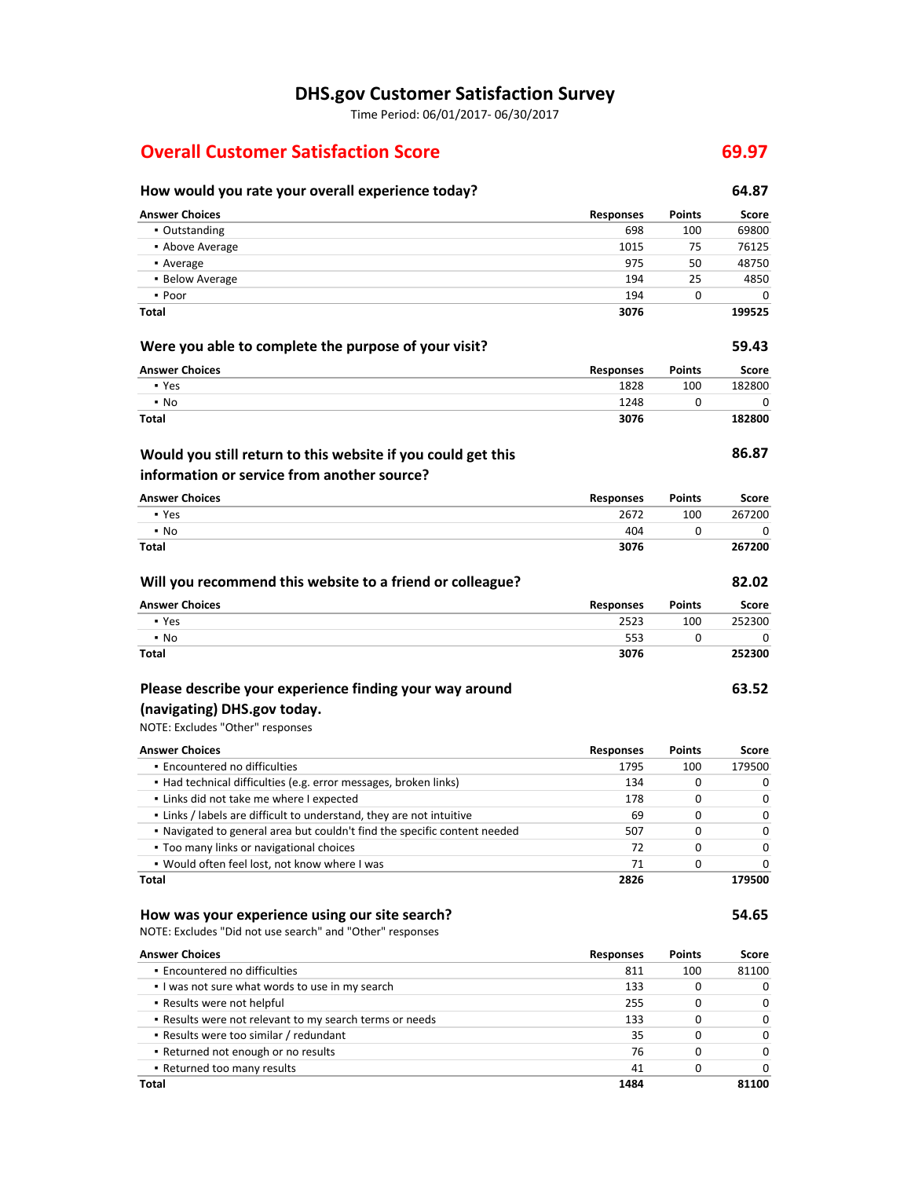# DHS.gov Customer Satisfaction Survey

Time Period: 06/01/2017- 06/30/2017

## Overall Customer Satisfaction Score — 69.97

### How would you rate your overall experience today? — 64.87

| Answer Choices | Responses | Points | Score |
|---|---|---|---|
| ▪ Outstanding | 698 | 100 | 69800 |
| ▪ Above Average | 1015 | 75 | 76125 |
| ▪ Average | 975 | 50 | 48750 |
| ▪ Below Average | 194 | 25 | 4850 |
| ▪ Poor | 194 | 0 | 0 |
| **Total** | **3076** | | **199525** |

### Were you able to complete the purpose of your visit? — 59.43

| Answer Choices | Responses | Points | Score |
|---|---|---|---|
| ▪ Yes | 1828 | 100 | 182800 |
| ▪ No | 1248 | 0 | 0 |
| **Total** | **3076** | | **182800** |

### Would you still return to this website if you could get this information or service from another source? — 86.87

| Answer Choices | Responses | Points | Score |
|---|---|---|---|
| ▪ Yes | 2672 | 100 | 267200 |
| ▪ No | 404 | 0 | 0 |
| **Total** | **3076** | | **267200** |

### Will you recommend this website to a friend or colleague? — 82.02

| Answer Choices | Responses | Points | Score |
|---|---|---|---|
| ▪ Yes | 2523 | 100 | 252300 |
| ▪ No | 553 | 0 | 0 |
| **Total** | **3076** | | **252300** |

### Please describe your experience finding your way around (navigating) DHS.gov today. — 63.52

NOTE: Excludes "Other" responses

| Answer Choices | Responses | Points | Score |
|---|---|---|---|
| ▪ Encountered no difficulties | 1795 | 100 | 179500 |
| ▪ Had technical difficulties (e.g. error messages, broken links) | 134 | 0 | 0 |
| ▪ Links did not take me where I expected | 178 | 0 | 0 |
| ▪ Links / labels are difficult to understand, they are not intuitive | 69 | 0 | 0 |
| ▪ Navigated to general area but couldn't find the specific content needed | 507 | 0 | 0 |
| ▪ Too many links or navigational choices | 72 | 0 | 0 |
| ▪ Would often feel lost, not know where I was | 71 | 0 | 0 |
| **Total** | **2826** | | **179500** |

### How was your experience using our site search? — 54.65

NOTE: Excludes "Did not use search" and "Other" responses

| Answer Choices | Responses | Points | Score |
|---|---|---|---|
| ▪ Encountered no difficulties | 811 | 100 | 81100 |
| ▪ I was not sure what words to use in my search | 133 | 0 | 0 |
| ▪ Results were not helpful | 255 | 0 | 0 |
| ▪ Results were not relevant to my search terms or needs | 133 | 0 | 0 |
| ▪ Results were too similar / redundant | 35 | 0 | 0 |
| ▪ Returned not enough or no results | 76 | 0 | 0 |
| ▪ Returned too many results | 41 | 0 | 0 |
| **Total** | **1484** | | **81100** |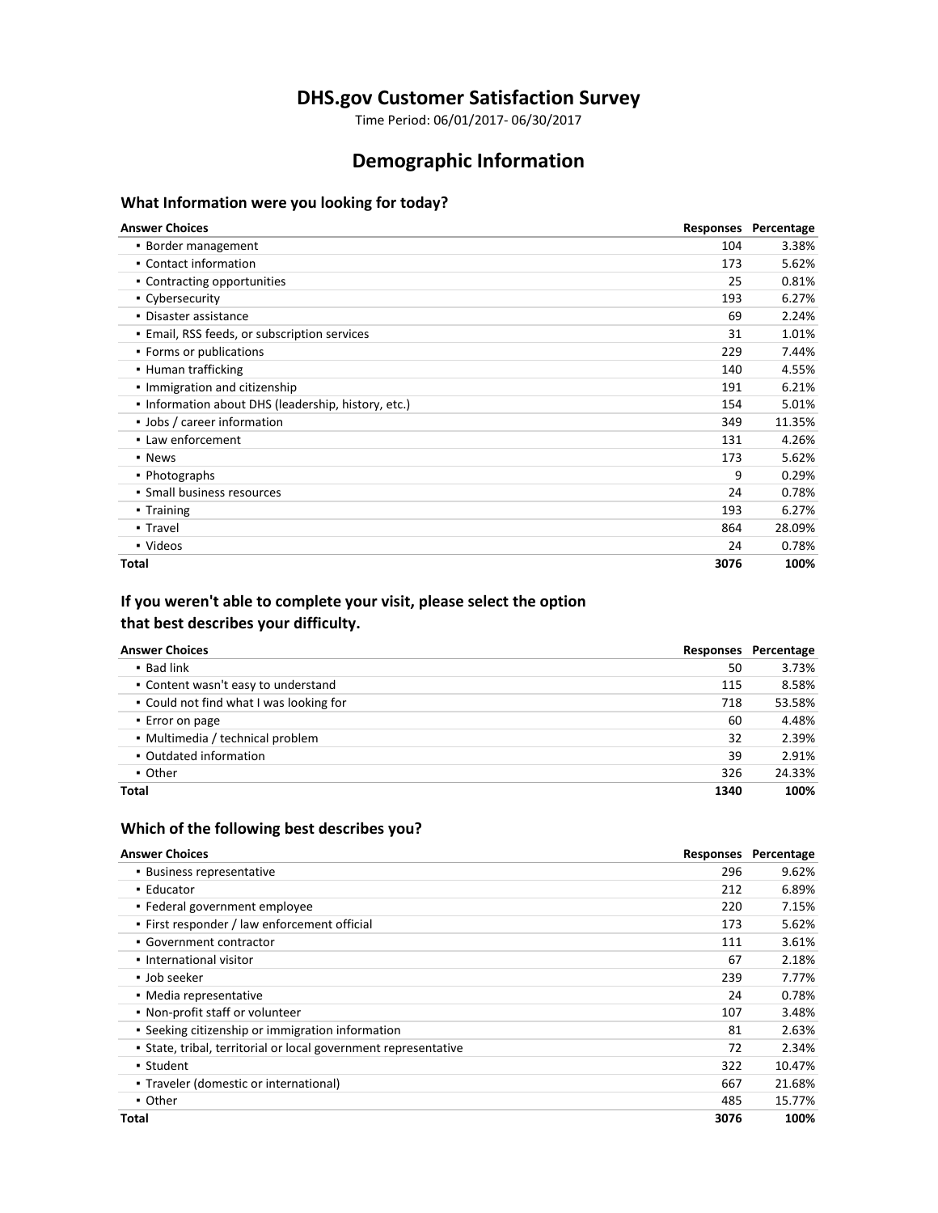# DHS.gov Customer Satisfaction Survey

Time Period: 06/01/2017- 06/30/2017

## Demographic Information

### What Information were you looking for today?

| Answer Choices | Responses | Percentage |
| --- | --- | --- |
| ▪ Border management | 104 | 3.38% |
| ▪ Contact information | 173 | 5.62% |
| ▪ Contracting opportunities | 25 | 0.81% |
| ▪ Cybersecurity | 193 | 6.27% |
| ▪ Disaster assistance | 69 | 2.24% |
| ▪ Email, RSS feeds, or subscription services | 31 | 1.01% |
| ▪ Forms or publications | 229 | 7.44% |
| ▪ Human trafficking | 140 | 4.55% |
| ▪ Immigration and citizenship | 191 | 6.21% |
| ▪ Information about DHS (leadership, history, etc.) | 154 | 5.01% |
| ▪ Jobs / career information | 349 | 11.35% |
| ▪ Law enforcement | 131 | 4.26% |
| ▪ News | 173 | 5.62% |
| ▪ Photographs | 9 | 0.29% |
| ▪ Small business resources | 24 | 0.78% |
| ▪ Training | 193 | 6.27% |
| ▪ Travel | 864 | 28.09% |
| ▪ Videos | 24 | 0.78% |
| **Total** | **3076** | **100%** |

### If you weren't able to complete your visit, please select the option that best describes your difficulty.

| Answer Choices | Responses | Percentage |
| --- | --- | --- |
| ▪ Bad link | 50 | 3.73% |
| ▪ Content wasn't easy to understand | 115 | 8.58% |
| ▪ Could not find what I was looking for | 718 | 53.58% |
| ▪ Error on page | 60 | 4.48% |
| ▪ Multimedia / technical problem | 32 | 2.39% |
| ▪ Outdated information | 39 | 2.91% |
| ▪ Other | 326 | 24.33% |
| **Total** | **1340** | **100%** |

### Which of the following best describes you?

| Answer Choices | Responses | Percentage |
| --- | --- | --- |
| ▪ Business representative | 296 | 9.62% |
| ▪ Educator | 212 | 6.89% |
| ▪ Federal government employee | 220 | 7.15% |
| ▪ First responder / law enforcement official | 173 | 5.62% |
| ▪ Government contractor | 111 | 3.61% |
| ▪ International visitor | 67 | 2.18% |
| ▪ Job seeker | 239 | 7.77% |
| ▪ Media representative | 24 | 0.78% |
| ▪ Non-profit staff or volunteer | 107 | 3.48% |
| ▪ Seeking citizenship or immigration information | 81 | 2.63% |
| ▪ State, tribal, territorial or local government representative | 72 | 2.34% |
| ▪ Student | 322 | 10.47% |
| ▪ Traveler (domestic or international) | 667 | 21.68% |
| ▪ Other | 485 | 15.77% |
| **Total** | **3076** | **100%** |